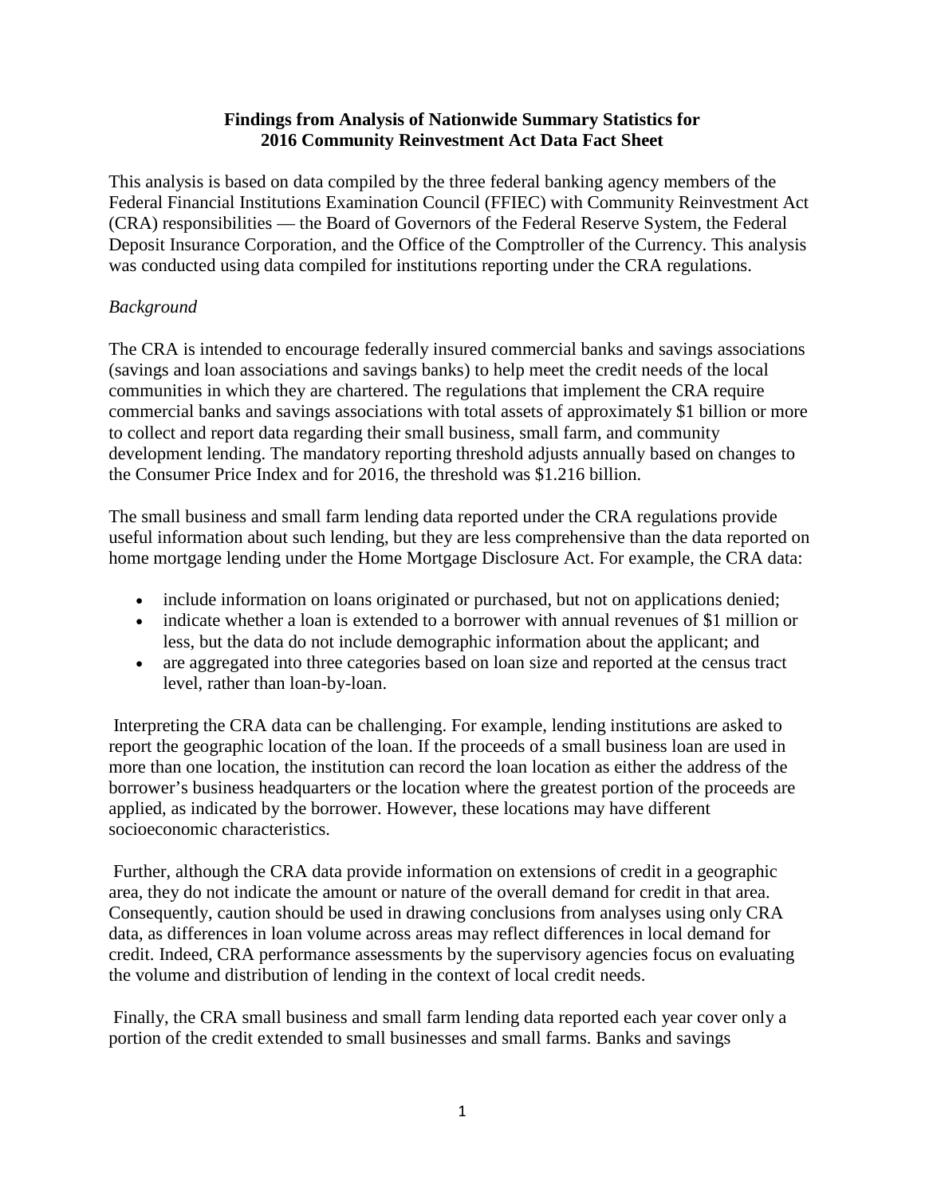**Findings from Analysis of Nationwide Summary Statistics for 2016 Community Reinvestment Act Data Fact Sheet**

This analysis is based on data compiled by the three federal banking agency members of the Federal Financial Institutions Examination Council (FFIEC) with Community Reinvestment Act (CRA) responsibilities — the Board of Governors of the Federal Reserve System, the Federal Deposit Insurance Corporation, and the Office of the Comptroller of the Currency. This analysis was conducted using data compiled for institutions reporting under the CRA regulations.

*Background*

The CRA is intended to encourage federally insured commercial banks and savings associations (savings and loan associations and savings banks) to help meet the credit needs of the local communities in which they are chartered. The regulations that implement the CRA require commercial banks and savings associations with total assets of approximately $1 billion or more to collect and report data regarding their small business, small farm, and community development lending. The mandatory reporting threshold adjusts annually based on changes to the Consumer Price Index and for 2016, the threshold was $1.216 billion.

The small business and small farm lending data reported under the CRA regulations provide useful information about such lending, but they are less comprehensive than the data reported on home mortgage lending under the Home Mortgage Disclosure Act. For example, the CRA data:

- include information on loans originated or purchased, but not on applications denied;
- indicate whether a loan is extended to a borrower with annual revenues of $1 million or less, but the data do not include demographic information about the applicant; and
- are aggregated into three categories based on loan size and reported at the census tract level, rather than loan-by-loan.

Interpreting the CRA data can be challenging. For example, lending institutions are asked to report the geographic location of the loan. If the proceeds of a small business loan are used in more than one location, the institution can record the loan location as either the address of the borrower's business headquarters or the location where the greatest portion of the proceeds are applied, as indicated by the borrower. However, these locations may have different socioeconomic characteristics.

Further, although the CRA data provide information on extensions of credit in a geographic area, they do not indicate the amount or nature of the overall demand for credit in that area. Consequently, caution should be used in drawing conclusions from analyses using only CRA data, as differences in loan volume across areas may reflect differences in local demand for credit. Indeed, CRA performance assessments by the supervisory agencies focus on evaluating the volume and distribution of lending in the context of local credit needs.

Finally, the CRA small business and small farm lending data reported each year cover only a portion of the credit extended to small businesses and small farms. Banks and savings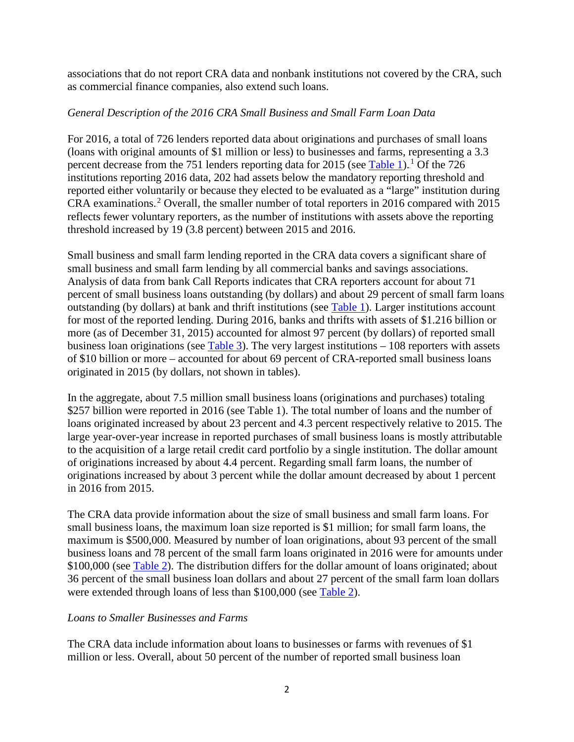associations that do not report CRA data and nonbank institutions not covered by the CRA, such as commercial finance companies, also extend such loans.

*General Description of the 2016 CRA Small Business and Small Farm Loan Data*

For 2016, a total of 726 lenders reported data about originations and purchases of small loans (loans with original amounts of $1 million or less) to businesses and farms, representing a 3.3 percent decrease from the 751 lenders reporting data for 2015 (see Table 1).[1] Of the 726 institutions reporting 2016 data, 202 had assets below the mandatory reporting threshold and reported either voluntarily or because they elected to be evaluated as a "large" institution during CRA examinations.[2] Overall, the smaller number of total reporters in 2016 compared with 2015 reflects fewer voluntary reporters, as the number of institutions with assets above the reporting threshold increased by 19 (3.8 percent) between 2015 and 2016.

Small business and small farm lending reported in the CRA data covers a significant share of small business and small farm lending by all commercial banks and savings associations. Analysis of data from bank Call Reports indicates that CRA reporters account for about 71 percent of small business loans outstanding (by dollars) and about 29 percent of small farm loans outstanding (by dollars) at bank and thrift institutions (see Table 1). Larger institutions account for most of the reported lending. During 2016, banks and thrifts with assets of $1.216 billion or more (as of December 31, 2015) accounted for almost 97 percent (by dollars) of reported small business loan originations (see Table 3). The very largest institutions – 108 reporters with assets of $10 billion or more – accounted for about 69 percent of CRA-reported small business loans originated in 2015 (by dollars, not shown in tables).

In the aggregate, about 7.5 million small business loans (originations and purchases) totaling $257 billion were reported in 2016 (see Table 1). The total number of loans and the number of loans originated increased by about 23 percent and 4.3 percent respectively relative to 2015. The large year-over-year increase in reported purchases of small business loans is mostly attributable to the acquisition of a large retail credit card portfolio by a single institution. The dollar amount of originations increased by about 4.4 percent. Regarding small farm loans, the number of originations increased by about 3 percent while the dollar amount decreased by about 1 percent in 2016 from 2015.

The CRA data provide information about the size of small business and small farm loans. For small business loans, the maximum loan size reported is $1 million; for small farm loans, the maximum is $500,000. Measured by number of loan originations, about 93 percent of the small business loans and 78 percent of the small farm loans originated in 2016 were for amounts under $100,000 (see Table 2). The distribution differs for the dollar amount of loans originated; about 36 percent of the small business loan dollars and about 27 percent of the small farm loan dollars were extended through loans of less than $100,000 (see Table 2).

*Loans to Smaller Businesses and Farms*

The CRA data include information about loans to businesses or farms with revenues of $1 million or less. Overall, about 50 percent of the number of reported small business loan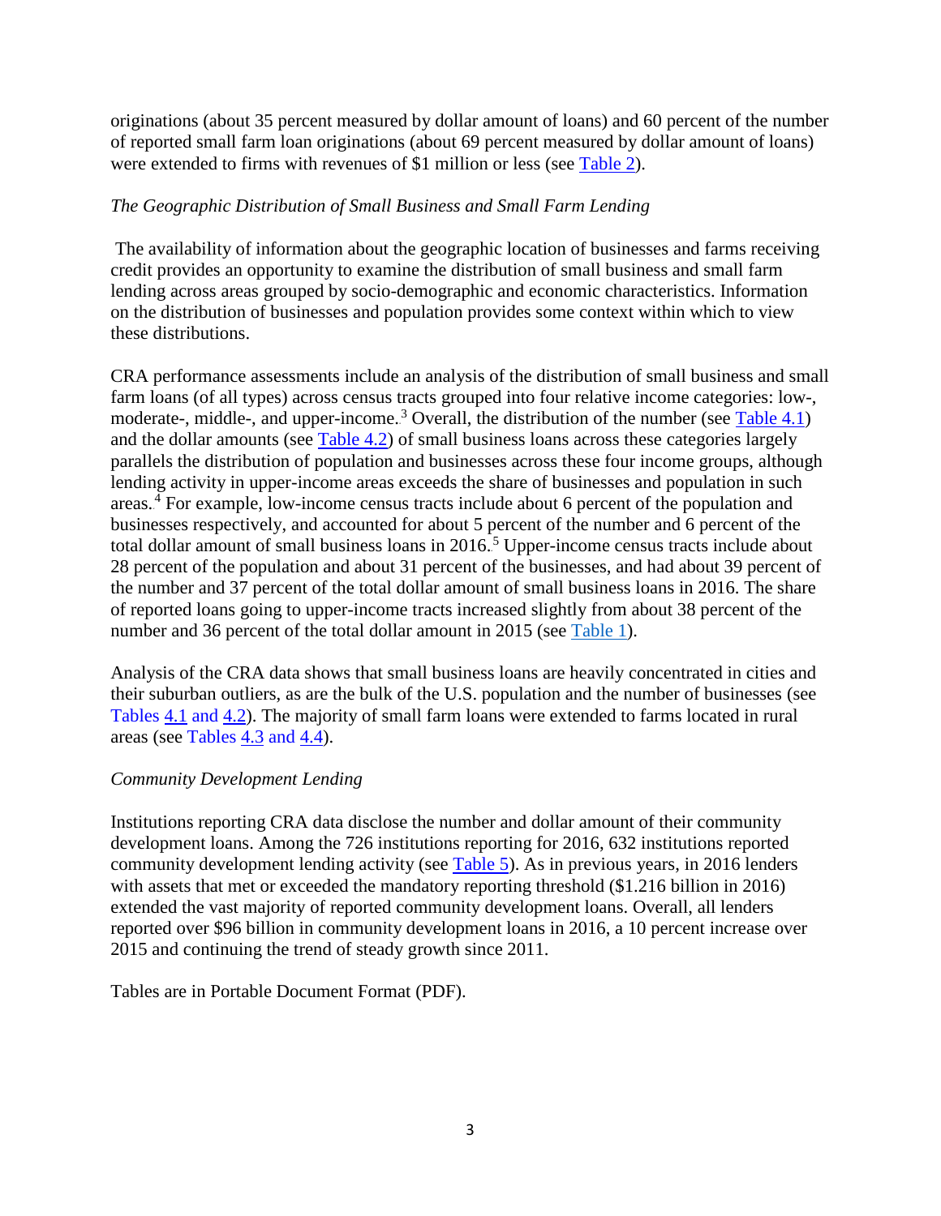originations (about 35 percent measured by dollar amount of loans) and 60 percent of the number of reported small farm loan originations (about 69 percent measured by dollar amount of loans) were extended to firms with revenues of $1 million or less (see Table 2).

*The Geographic Distribution of Small Business and Small Farm Lending*

The availability of information about the geographic location of businesses and farms receiving credit provides an opportunity to examine the distribution of small business and small farm lending across areas grouped by socio-demographic and economic characteristics. Information on the distribution of businesses and population provides some context within which to view these distributions.

CRA performance assessments include an analysis of the distribution of small business and small farm loans (of all types) across census tracts grouped into four relative income categories: low-, moderate-, middle-, and upper-income.[3] Overall, the distribution of the number (see Table 4.1) and the dollar amounts (see Table 4.2) of small business loans across these categories largely parallels the distribution of population and businesses across these four income groups, although lending activity in upper-income areas exceeds the share of businesses and population in such areas.[4] For example, low-income census tracts include about 6 percent of the population and businesses respectively, and accounted for about 5 percent of the number and 6 percent of the total dollar amount of small business loans in 2016.[5] Upper-income census tracts include about 28 percent of the population and about 31 percent of the businesses, and had about 39 percent of the number and 37 percent of the total dollar amount of small business loans in 2016. The share of reported loans going to upper-income tracts increased slightly from about 38 percent of the number and 36 percent of the total dollar amount in 2015 (see Table 1).

Analysis of the CRA data shows that small business loans are heavily concentrated in cities and their suburban outliers, as are the bulk of the U.S. population and the number of businesses (see Tables 4.1 and 4.2). The majority of small farm loans were extended to farms located in rural areas (see Tables 4.3 and 4.4).

*Community Development Lending*

Institutions reporting CRA data disclose the number and dollar amount of their community development loans. Among the 726 institutions reporting for 2016, 632 institutions reported community development lending activity (see Table 5). As in previous years, in 2016 lenders with assets that met or exceeded the mandatory reporting threshold ($1.216 billion in 2016) extended the vast majority of reported community development loans. Overall, all lenders reported over $96 billion in community development loans in 2016, a 10 percent increase over 2015 and continuing the trend of steady growth since 2011.

Tables are in Portable Document Format (PDF).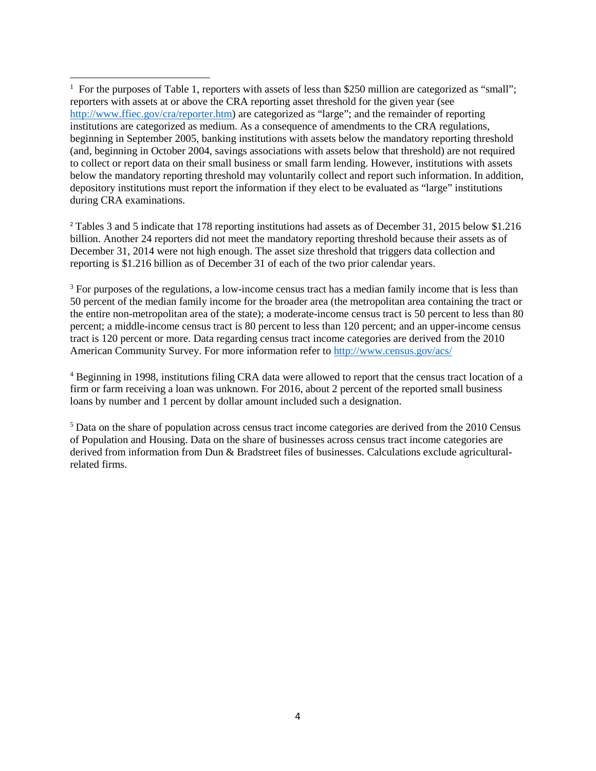[1] For the purposes of Table 1, reporters with assets of less than $250 million are categorized as "small"; reporters with assets at or above the CRA reporting asset threshold for the given year (see http://www.ffiec.gov/cra/reporter.htm) are categorized as "large"; and the remainder of reporting institutions are categorized as medium. As a consequence of amendments to the CRA regulations, beginning in September 2005, banking institutions with assets below the mandatory reporting threshold (and, beginning in October 2004, savings associations with assets below that threshold) are not required to collect or report data on their small business or small farm lending. However, institutions with assets below the mandatory reporting threshold may voluntarily collect and report such information. In addition, depository institutions must report the information if they elect to be evaluated as "large" institutions during CRA examinations.

[2] Tables 3 and 5 indicate that 178 reporting institutions had assets as of December 31, 2015 below $1.216 billion. Another 24 reporters did not meet the mandatory reporting threshold because their assets as of December 31, 2014 were not high enough. The asset size threshold that triggers data collection and reporting is $1.216 billion as of December 31 of each of the two prior calendar years.

[3] For purposes of the regulations, a low-income census tract has a median family income that is less than 50 percent of the median family income for the broader area (the metropolitan area containing the tract or the entire non-metropolitan area of the state); a moderate-income census tract is 50 percent to less than 80 percent; a middle-income census tract is 80 percent to less than 120 percent; and an upper-income census tract is 120 percent or more. Data regarding census tract income categories are derived from the 2010 American Community Survey. For more information refer to http://www.census.gov/acs/

[4] Beginning in 1998, institutions filing CRA data were allowed to report that the census tract location of a firm or farm receiving a loan was unknown. For 2016, about 2 percent of the reported small business loans by number and 1 percent by dollar amount included such a designation.

[5] Data on the share of population across census tract income categories are derived from the 2010 Census of Population and Housing. Data on the share of businesses across census tract income categories are derived from information from Dun & Bradstreet files of businesses. Calculations exclude agricultural-related firms.